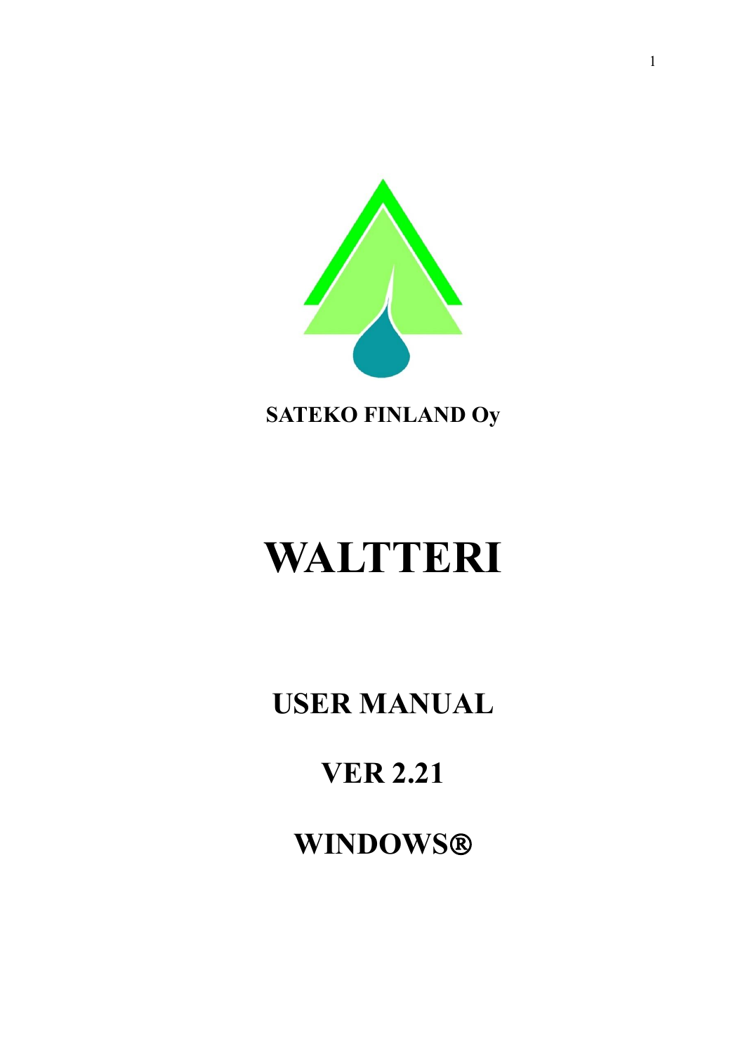**SATEKO FINLAND Oy**

# WALTTERI

## USER MANUAL

## VER 2.21

## WINDOWS®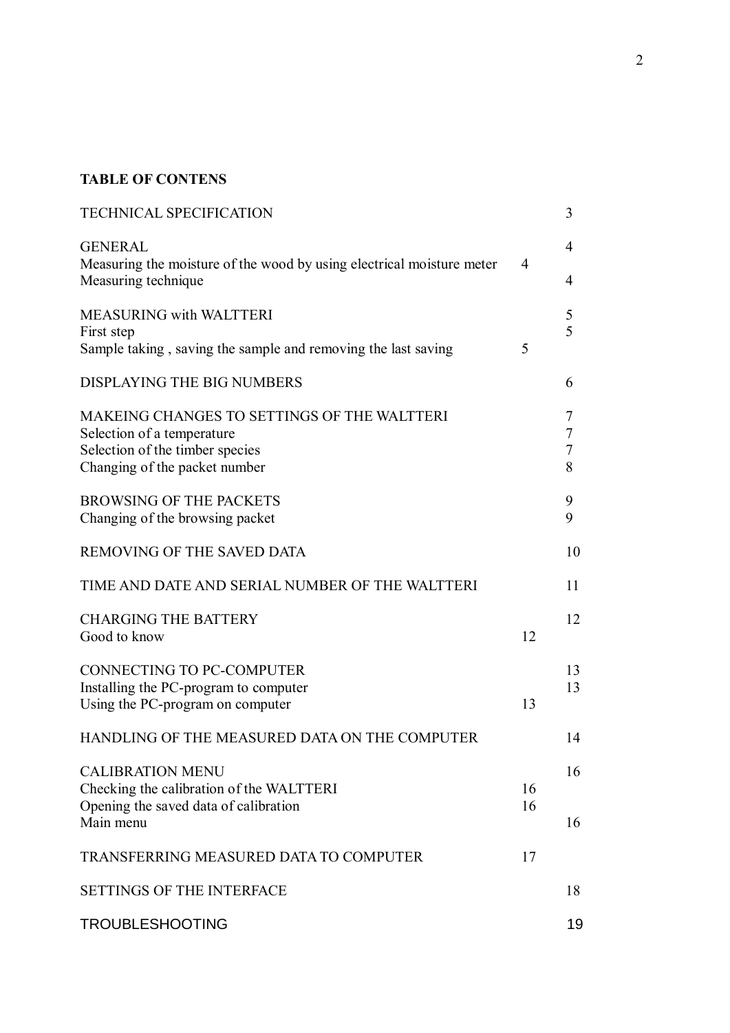**TABLE OF CONTENS**

| | |
|---|---|
| TECHNICAL SPECIFICATION | 3 |
| | |
| GENERAL | 4 |
| Measuring the moisture of the wood by using electrical moisture meter | 4 |
| Measuring technique | 4 |
| | |
| MEASURING with WALTTERI | 5 |
| First step | 5 |
| Sample taking , saving the sample and removing the last saving | 5 |
| | |
| DISPLAYING THE BIG NUMBERS | 6 |
| | |
| MAKEING CHANGES TO SETTINGS OF THE WALTTERI | 7 |
| Selection of a temperature | 7 |
| Selection of the timber species | 7 |
| Changing of the packet number | 8 |
| | |
| BROWSING OF THE PACKETS | 9 |
| Changing of the browsing packet | 9 |
| | |
| REMOVING OF THE SAVED DATA | 10 |
| | |
| TIME AND DATE AND SERIAL NUMBER OF THE WALTTERI | 11 |
| | |
| CHARGING THE BATTERY | 12 |
| Good to know | 12 |
| | |
| CONNECTING TO PC-COMPUTER | 13 |
| Installing the PC-program to computer | 13 |
| Using the PC-program on computer | 13 |
| | |
| HANDLING OF THE MEASURED DATA ON THE COMPUTER | 14 |
| | |
| CALIBRATION MENU | 16 |
| Checking the calibration of the WALTTERI | 16 |
| Opening the saved data of calibration | 16 |
| Main menu | 16 |
| | |
| TRANSFERRING MEASURED DATA TO COMPUTER | 17 |
| | |
| SETTINGS OF THE INTERFACE | 18 |
| | |
| TROUBLESHOOTING | 19 |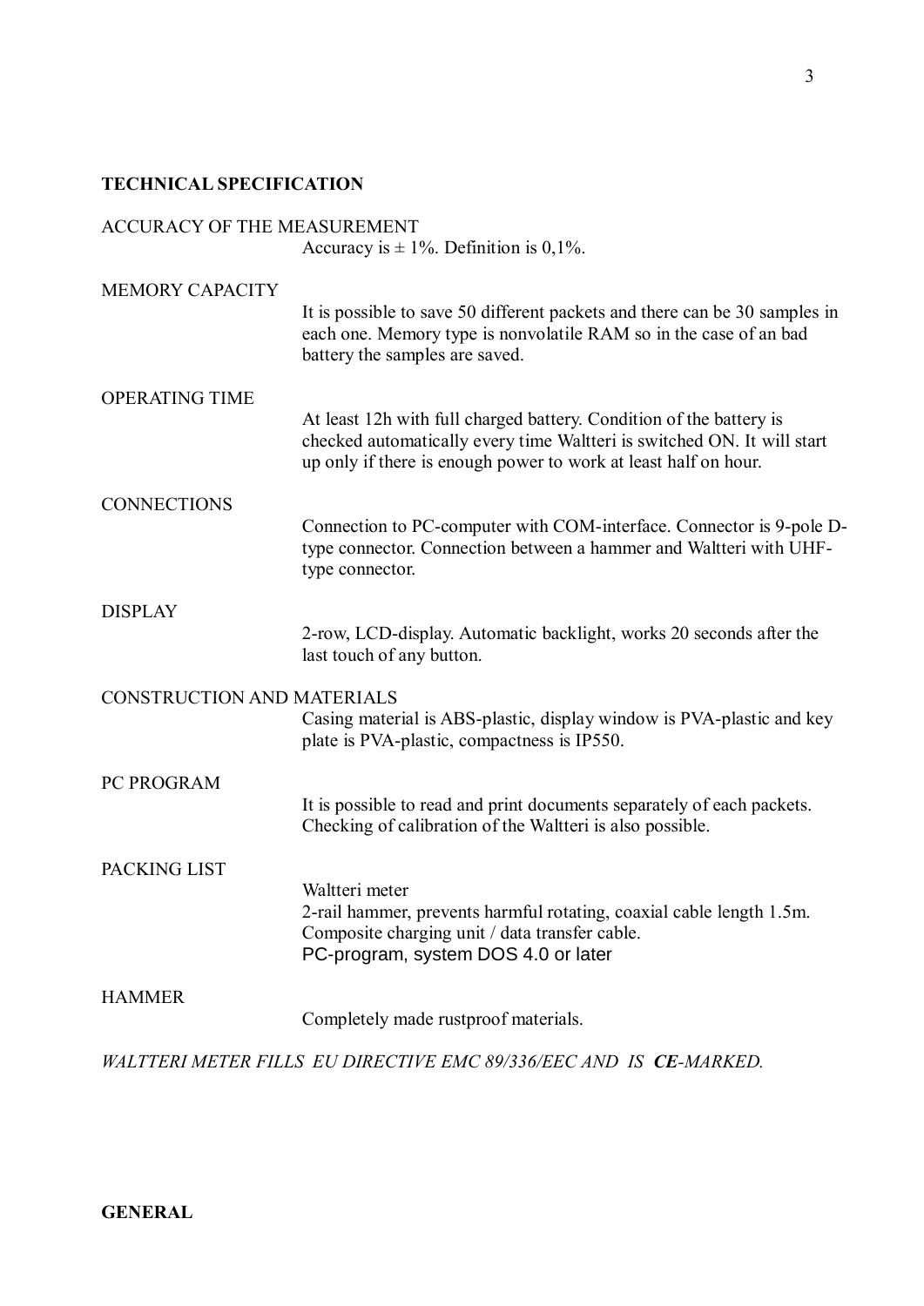## TECHNICAL SPECIFICATION

ACCURACY OF THE MEASUREMENT

Accuracy is ± 1%. Definition is 0,1%.

MEMORY CAPACITY

It is possible to save 50 different packets and there can be 30 samples in each one. Memory type is nonvolatile RAM so in the case of an bad battery the samples are saved.

OPERATING TIME

At least 12h with full charged battery. Condition of the battery is checked automatically every time Waltteri is switched ON. It will start up only if there is enough power to work at least half on hour.

CONNECTIONS

Connection to PC-computer with COM-interface. Connector is 9-pole D-type connector. Connection between a hammer and Waltteri with UHF-type connector.

DISPLAY

2-row, LCD-display. Automatic backlight, works 20 seconds after the last touch of any button.

CONSTRUCTION AND MATERIALS

Casing material is ABS-plastic, display window is PVA-plastic and key plate is PVA-plastic, compactness is IP550.

PC PROGRAM

It is possible to read and print documents separately of each packets. Checking of calibration of the Waltteri is also possible.

PACKING LIST

Waltteri meter
2-rail hammer, prevents harmful rotating, coaxial cable length 1.5m.
Composite charging unit / data transfer cable.
PC-program, system DOS 4.0 or later

HAMMER

Completely made rustproof materials.

*WALTTERI METER FILLS EU DIRECTIVE EMC 89/336/EEC AND IS **CE**-MARKED.*

**GENERAL**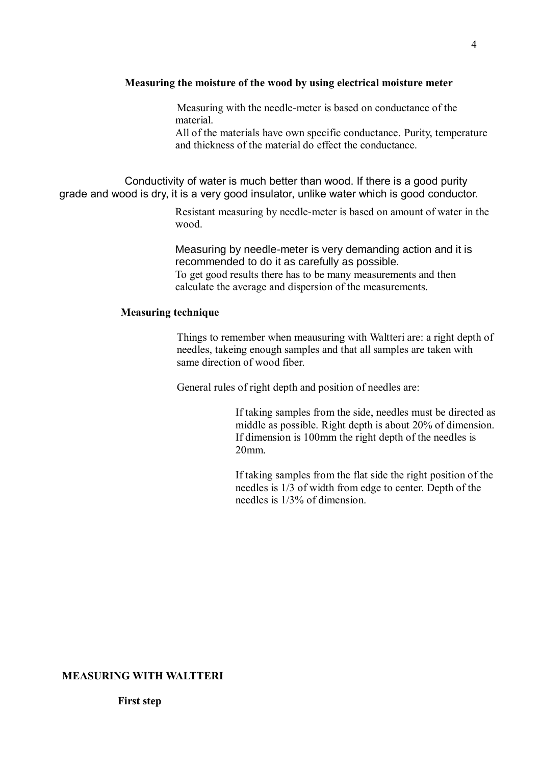### Measuring the moisture of the wood by using electrical moisture meter

Measuring with the needle-meter is based on conductance of the material.
All of the materials have own specific conductance. Purity, temperature and thickness of the material do effect the conductance.

Conductivity of water is much better than wood. If there is a good purity grade and wood is dry, it is a very good insulator, unlike water which is good conductor.

Resistant measuring by needle-meter is based on amount of water in the wood.

Measuring by needle-meter is very demanding action and it is recommended to do it as carefully as possible.
To get good results there has to be many measurements and then calculate the average and dispersion of the measurements.

### Measuring technique

Things to remember when meausuring with Waltteri are: a right depth of needles, takeing enough samples and that all samples are taken with same direction of wood fiber.

General rules of right depth and position of needles are:

If taking samples from the side, needles must be directed as middle as possible. Right depth is about 20% of dimension. If dimension is 100mm the right depth of the needles is 20mm.

If taking samples from the flat side the right position of the needles is 1/3 of width from edge to center. Depth of the needles is 1/3% of dimension.

## MEASURING WITH WALTTERI

### First step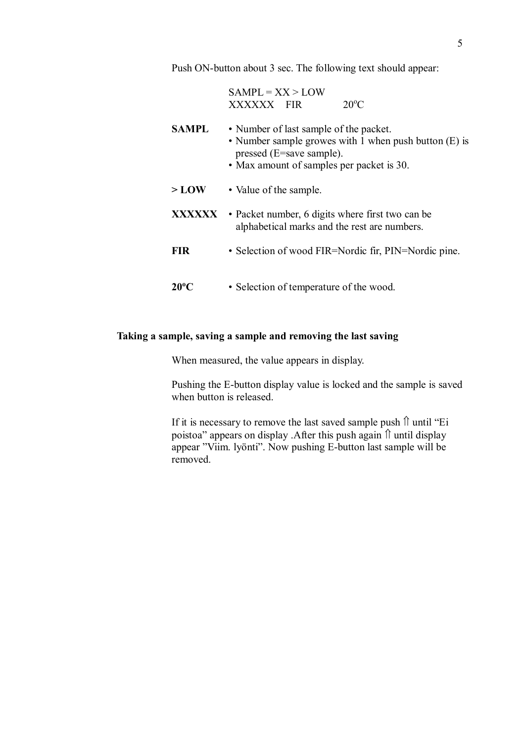Push ON-button about 3 sec. The following text should appear:

```
SAMPL = XX > LOW
XXXXXX    FIR          20°C
```

**SAMPL**

- Number of last sample of the packet.
- Number sample growes with 1 when push button (E) is pressed (E=save sample).
- Max amount of samples per packet is 30.

**> LOW**

- Value of the sample.

**XXXXXX**

- Packet number, 6 digits where first two can be alphabetical marks and the rest are numbers.

**FIR**

- Selection of wood FIR=Nordic fir, PIN=Nordic pine.

**20°C**

- Selection of temperature of the wood.

### Taking a sample, saving a sample and removing the last saving

When measured, the value appears in display.

Pushing the E-button display value is locked and the sample is saved when button is released.

If it is necessary to remove the last saved sample push ⇑ until "Ei poistoa" appears on display .After this push again ⇑ until display appear "Viim. lyönti". Now pushing E-button last sample will be removed.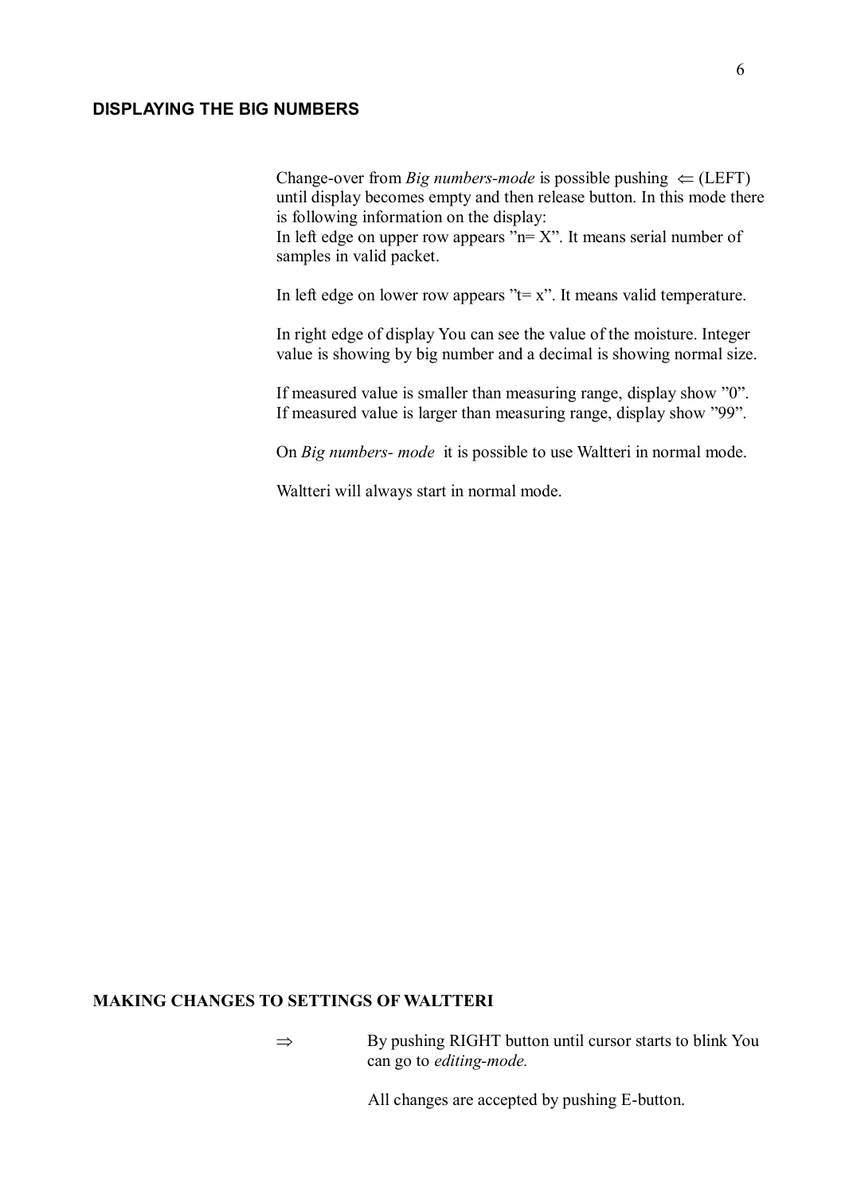## DISPLAYING THE BIG NUMBERS

Change-over from *Big numbers-mode* is possible pushing ⇐ (LEFT) until display becomes empty and then release button. In this mode there is following information on the display:
In left edge on upper row appears ”n= X”. It means serial number of samples in valid packet.

In left edge on lower row appears ”t= x”. It means valid temperature.

In right edge of display You can see the value of the moisture. Integer value is showing by big number and a decimal is showing normal size.

If measured value is smaller than measuring range, display show ”0”.
If measured value is larger than measuring range, display show ”99”.

On *Big numbers- mode* it is possible to use Waltteri in normal mode.

Waltteri will always start in normal mode.

## MAKING CHANGES TO SETTINGS OF WALTTERI

⇒ By pushing RIGHT button until cursor starts to blink You can go to *editing-mode.*

All changes are accepted by pushing E-button.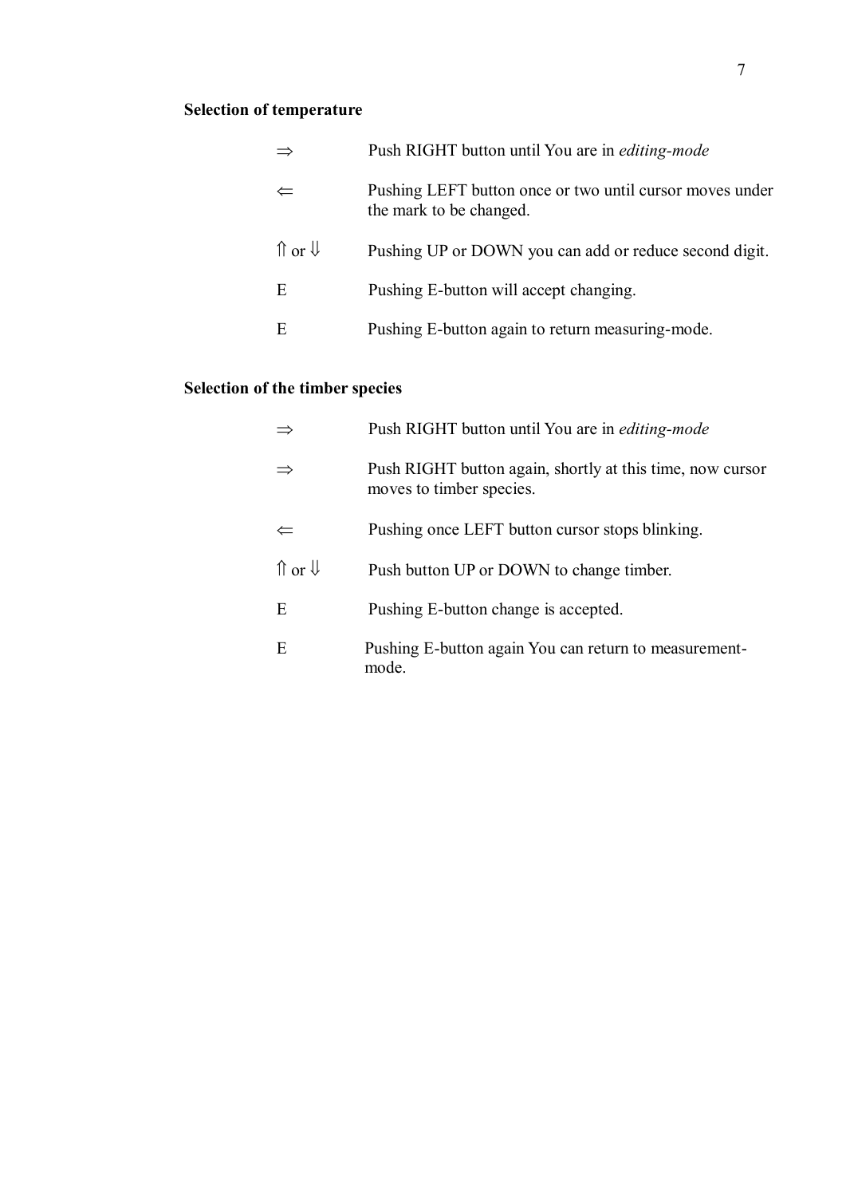**Selection of temperature**

| | |
|---|---|
| ⇒ | Push RIGHT button until You are in *editing-mode* |
| ⇐ | Pushing LEFT button once or two until cursor moves under the mark to be changed. |
| ⇑ or ⇓ | Pushing UP or DOWN you can add or reduce second digit. |
| E | Pushing E-button will accept changing. |
| E | Pushing E-button again to return measuring-mode. |

**Selection of the timber species**

| | |
|---|---|
| ⇒ | Push RIGHT button until You are in *editing-mode* |
| ⇒ | Push RIGHT button again, shortly at this time, now cursor moves to timber species. |
| ⇐ | Pushing once LEFT button cursor stops blinking. |
| ⇑ or ⇓ | Push button UP or DOWN to change timber. |
| E | Pushing E-button change is accepted. |
| E | Pushing E-button again You can return to measurement-mode. |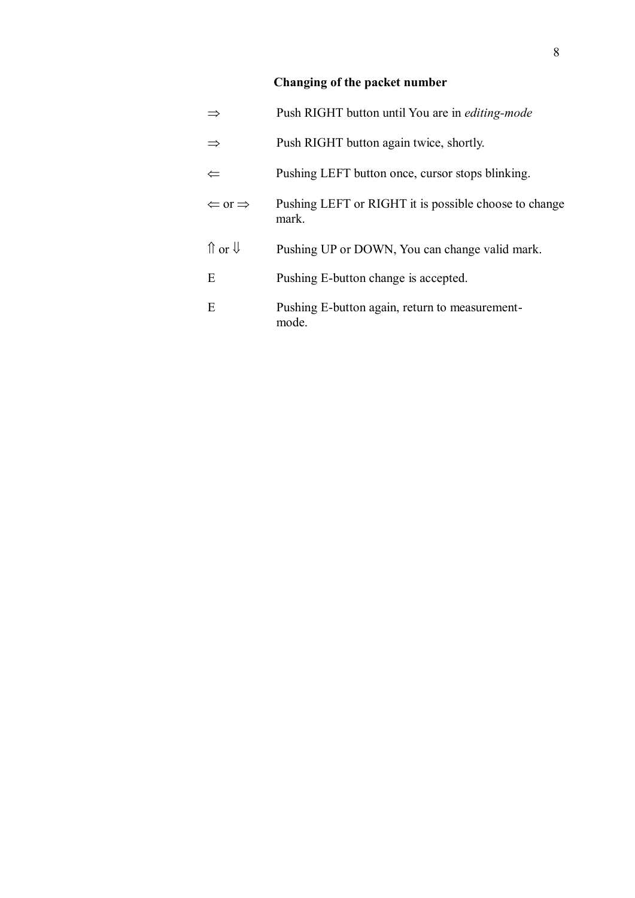## Changing of the packet number

| | |
|---|---|
| ⇒ | Push RIGHT button until You are in *editing-mode* |
| ⇒ | Push RIGHT button again twice, shortly. |
| ⇐ | Pushing LEFT button once, cursor stops blinking. |
| ⇐ or ⇒ | Pushing LEFT or RIGHT it is possible choose to change mark. |
| ⇑ or ⇓ | Pushing UP or DOWN, You can change valid mark. |
| E | Pushing E-button change is accepted. |
| E | Pushing E-button again, return to measurement-mode. |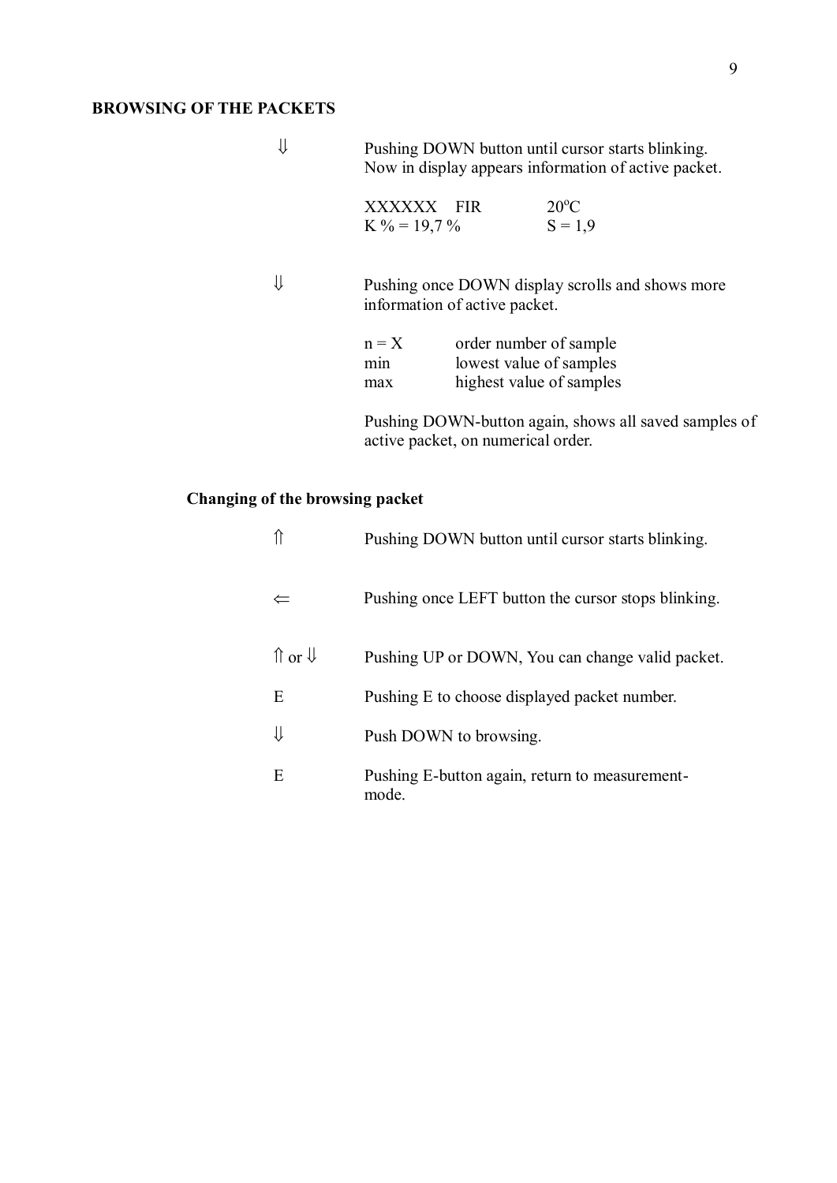## BROWSING OF THE PACKETS

| | |
|---|---|
| ⇓ | Pushing DOWN button until cursor starts blinking. Now in display appears information of active packet. |

XXXXXX  FIR  $20^{o}C$
K % = 19,7 %  S = 1,9

| | |
|---|---|
| ⇓ | Pushing once DOWN display scrolls and shows more information of active packet. |

| | |
|---|---|
| n = X | order number of sample |
| min | lowest value of samples |
| max | highest value of samples |

Pushing DOWN-button again, shows all saved samples of active packet, on numerical order.

### Changing of the browsing packet

| | |
|---|---|
| ⇑ | Pushing DOWN button until cursor starts blinking. |
| ⇐ | Pushing once LEFT button the cursor stops blinking. |
| ⇑ or ⇓ | Pushing UP or DOWN, You can change valid packet. |
| E | Pushing E to choose displayed packet number. |
| ⇓ | Push DOWN to browsing. |
| E | Pushing E-button again, return to measurement-mode. |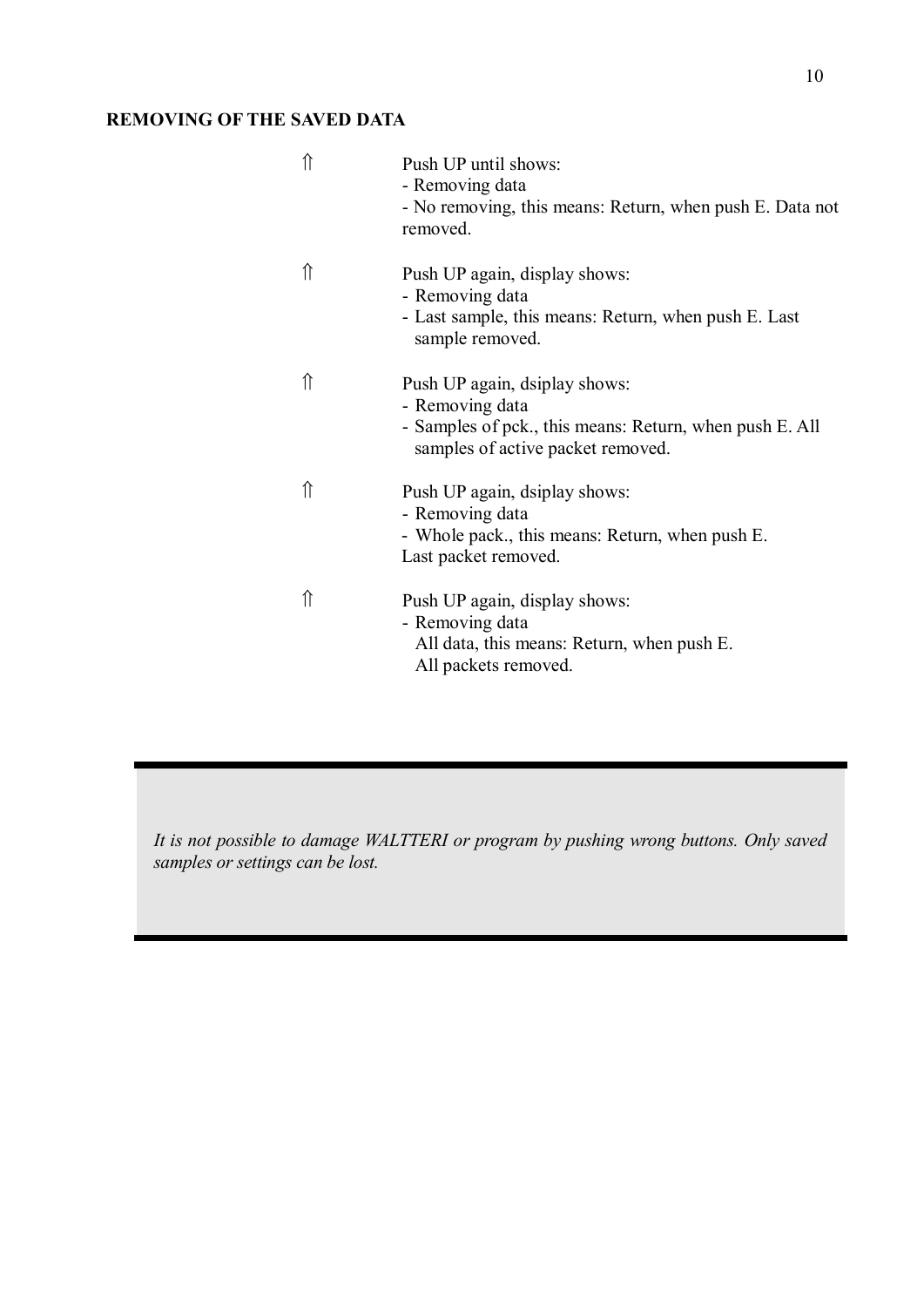**REMOVING OF THE SAVED DATA**

⇑ Push UP until shows:
- Removing data
- No removing, this means: Return, when push E. Data not removed.

⇑ Push UP again, display shows:
- Removing data
- Last sample, this means: Return, when push E. Last sample removed.

⇑ Push UP again, dsiplay shows:
- Removing data
- Samples of pck., this means: Return, when push E. All samples of active packet removed.

⇑ Push UP again, dsiplay shows:
- Removing data
- Whole pack., this means: Return, when push E.
Last packet removed.

⇑ Push UP again, display shows:
- Removing data
All data, this means: Return, when push E.
All packets removed.

*It is not possible to damage WALTTERI or program by pushing wrong buttons. Only saved samples or settings can be lost.*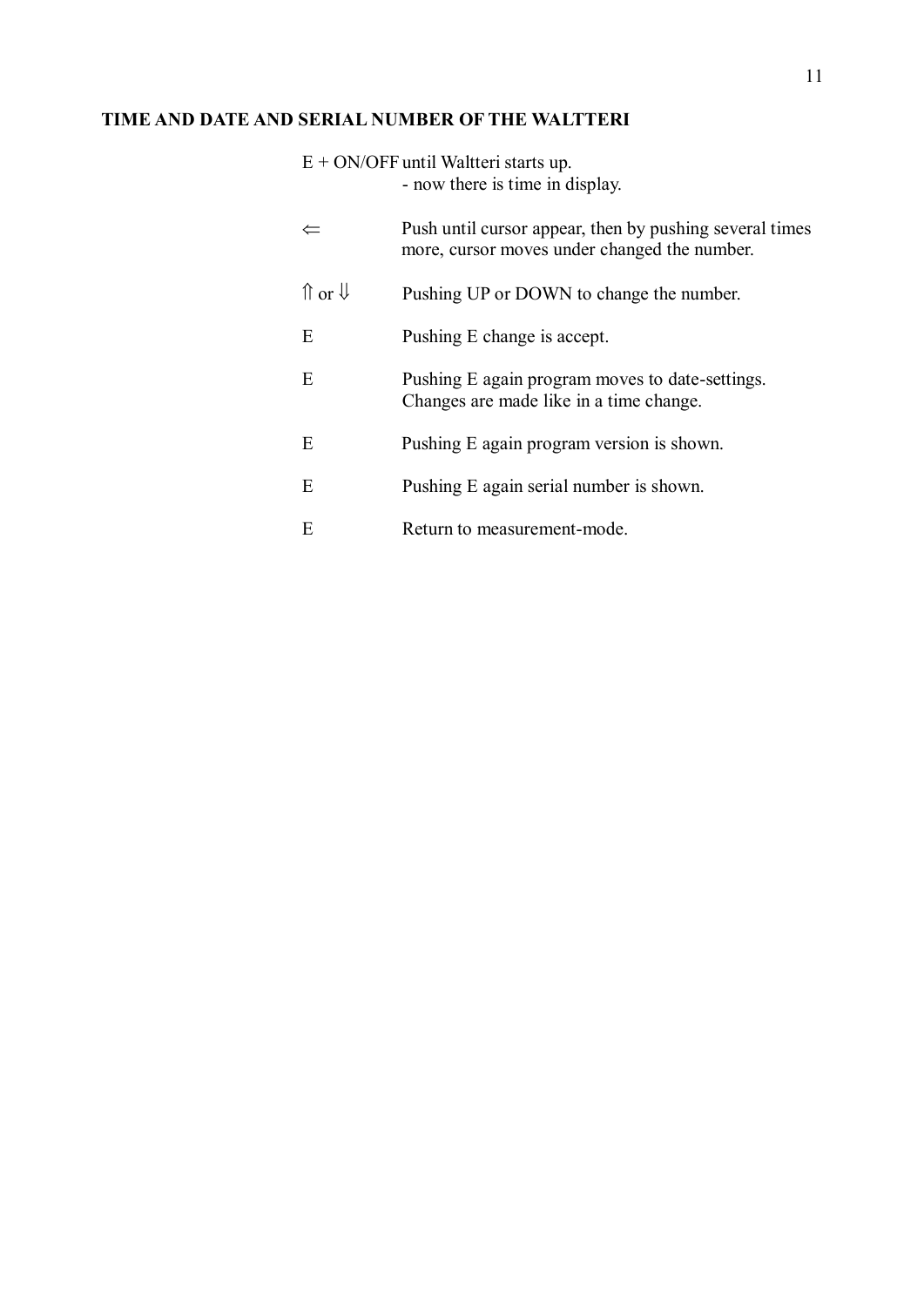## TIME AND DATE AND SERIAL NUMBER OF THE WALTTERI

| | |
|---|---|
| E + ON/OFF | until Waltteri starts up.<br>- now there is time in display. |
| ⇐ | Push until cursor appear, then by pushing several times more, cursor moves under changed the number. |
| ⇑ or ⇓ | Pushing UP or DOWN to change the number. |
| E | Pushing E change is accept. |
| E | Pushing E again program moves to date-settings. Changes are made like in a time change. |
| E | Pushing E again program version is shown. |
| E | Pushing E again serial number is shown. |
| E | Return to measurement-mode. |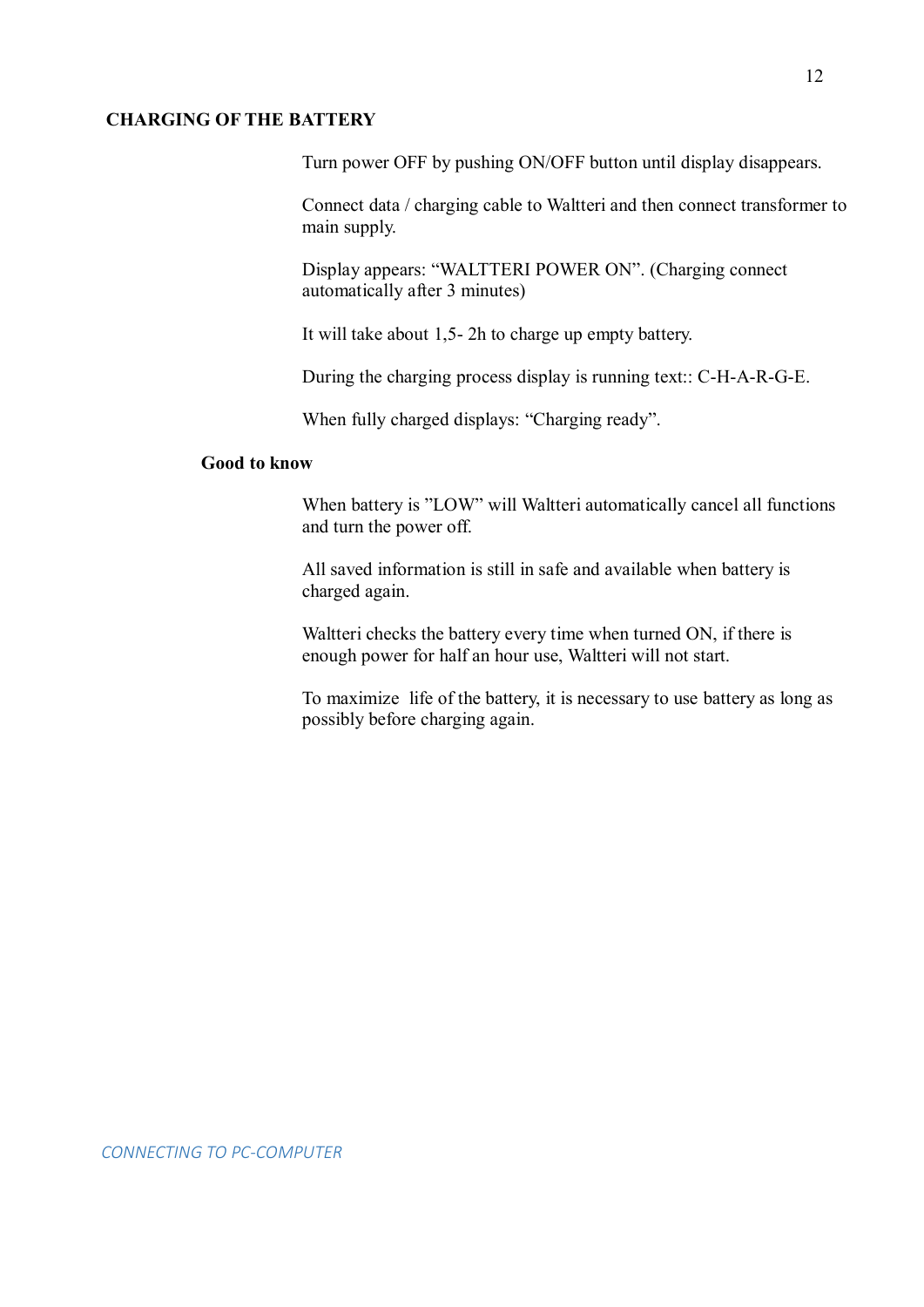## CHARGING OF THE BATTERY

Turn power OFF by pushing ON/OFF button until display disappears.

Connect data / charging cable to Waltteri and then connect transformer to main supply.

Display appears: “WALTTERI POWER ON”. (Charging connect automatically after 3 minutes)

It will take about 1,5- 2h to charge up empty battery.

During the charging process display is running text:: C-H-A-R-G-E.

When fully charged displays: “Charging ready”.

### Good to know

When battery is ”LOW” will Waltteri automatically cancel all functions and turn the power off.

All saved information is still in safe and available when battery is charged again.

Waltteri checks the battery every time when turned ON, if there is enough power for half an hour use, Waltteri will not start.

To maximize  life of the battery, it is necessary to use battery as long as possibly before charging again.

## *CONNECTING TO PC-COMPUTER*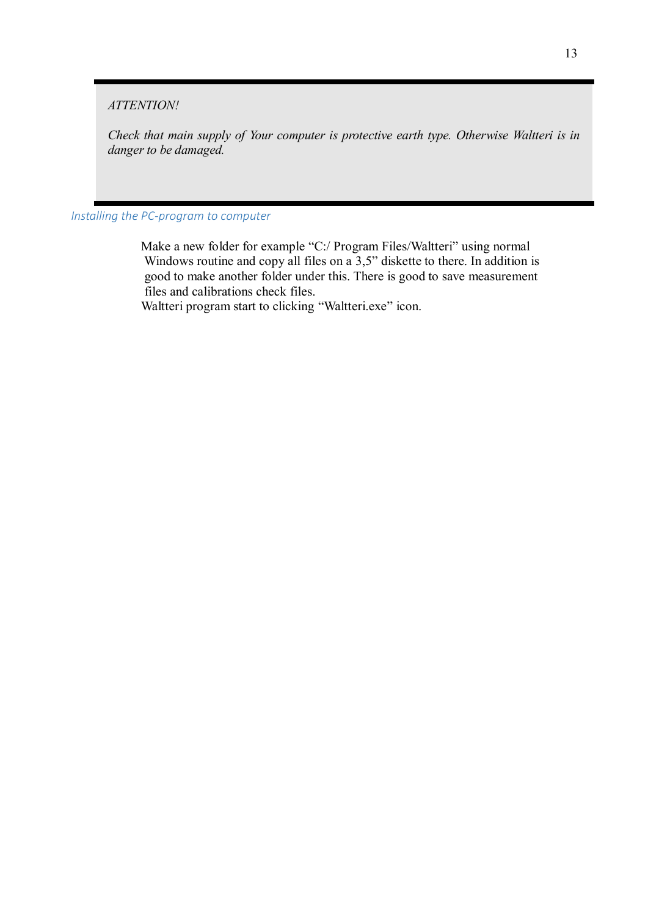*ATTENTION!*

*Check that main supply of Your computer is protective earth type. Otherwise Waltteri is in danger to be damaged.*

### *Installing the PC-program to computer*

Make a new folder for example "C:/ Program Files/Waltteri" using normal Windows routine and copy all files on a 3,5" diskette to there. In addition is good to make another folder under this. There is good to save measurement files and calibrations check files.

Waltteri program start to clicking "Waltteri.exe" icon.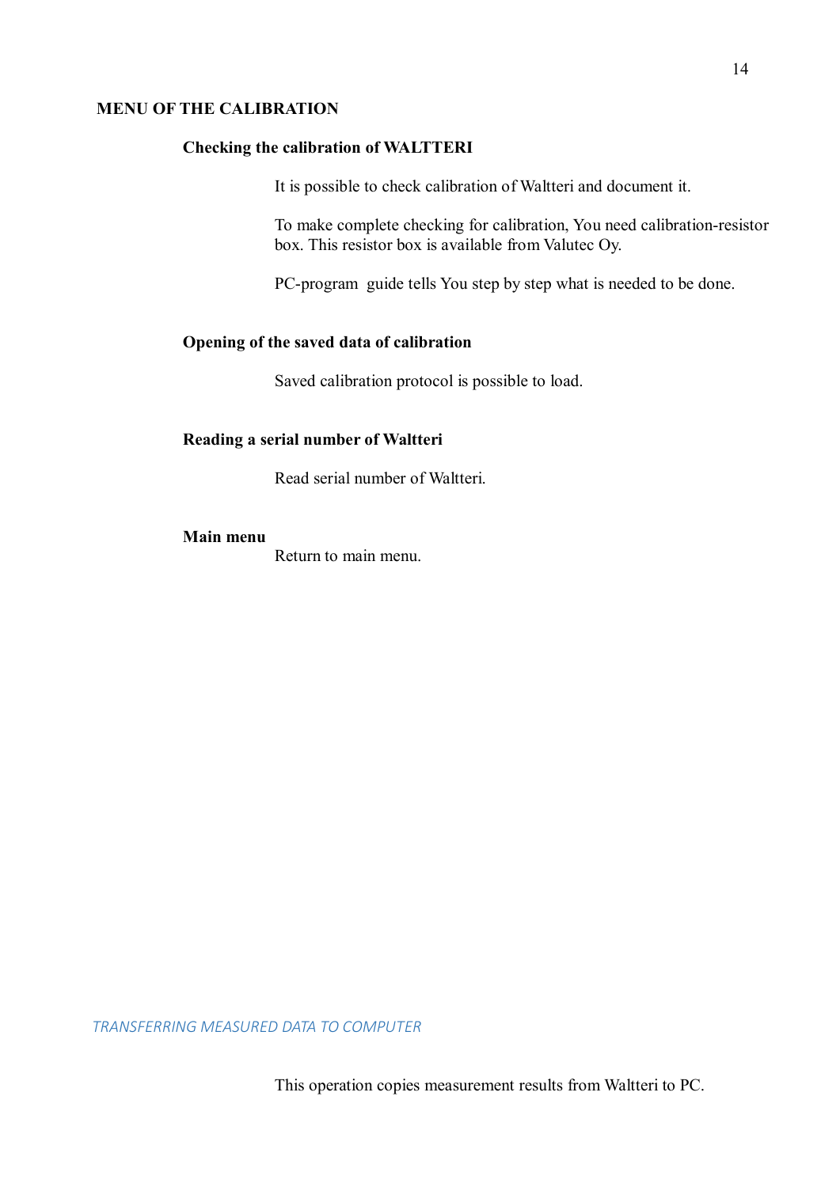## MENU OF THE CALIBRATION

### Checking the calibration of WALTTERI

It is possible to check calibration of Waltteri and document it.

To make complete checking for calibration, You need calibration-resistor box. This resistor box is available from Valutec Oy.

PC-program guide tells You step by step what is needed to be done.

### Opening of the saved data of calibration

Saved calibration protocol is possible to load.

### Reading a serial number of Waltteri

Read serial number of Waltteri.

### Main menu

Return to main menu.

## *TRANSFERRING MEASURED DATA TO COMPUTER*

This operation copies measurement results from Waltteri to PC.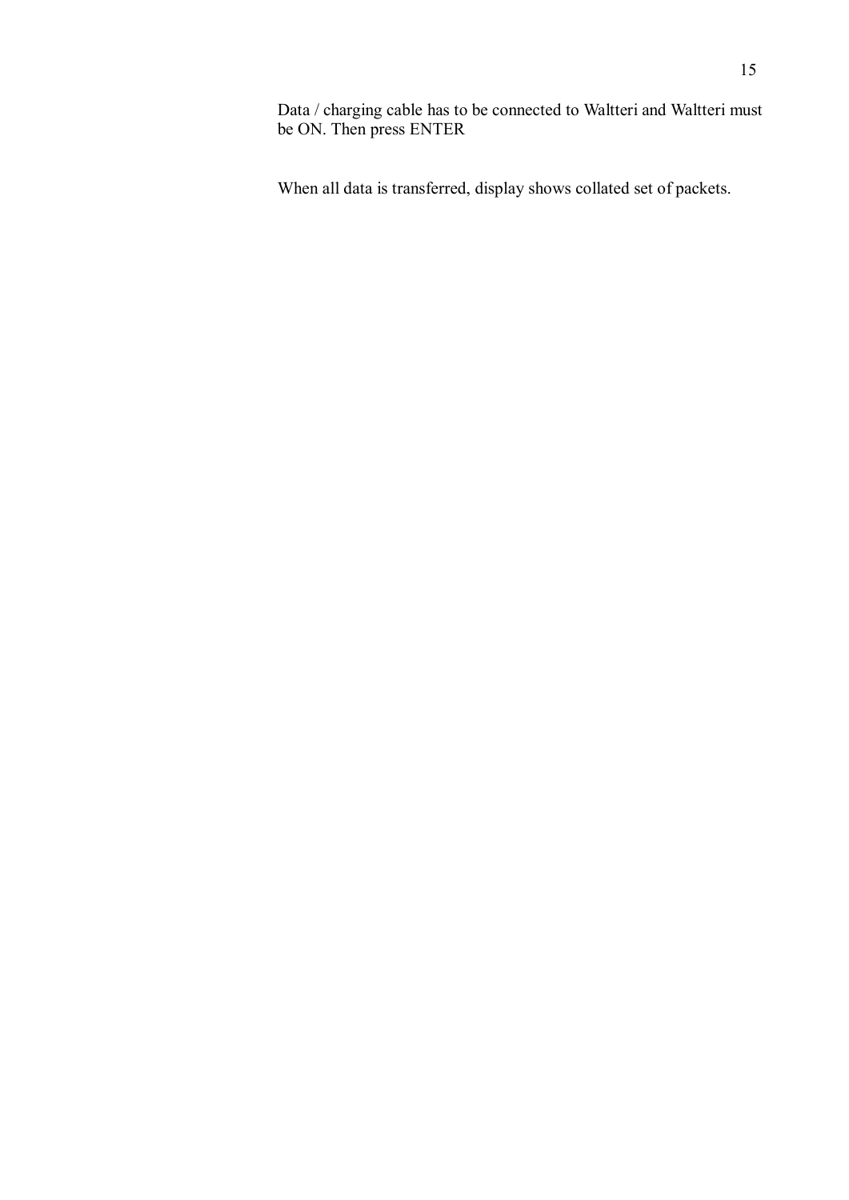Data / charging cable has to be connected to Waltteri and Waltteri must be ON. Then press ENTER

When all data is transferred, display shows collated set of packets.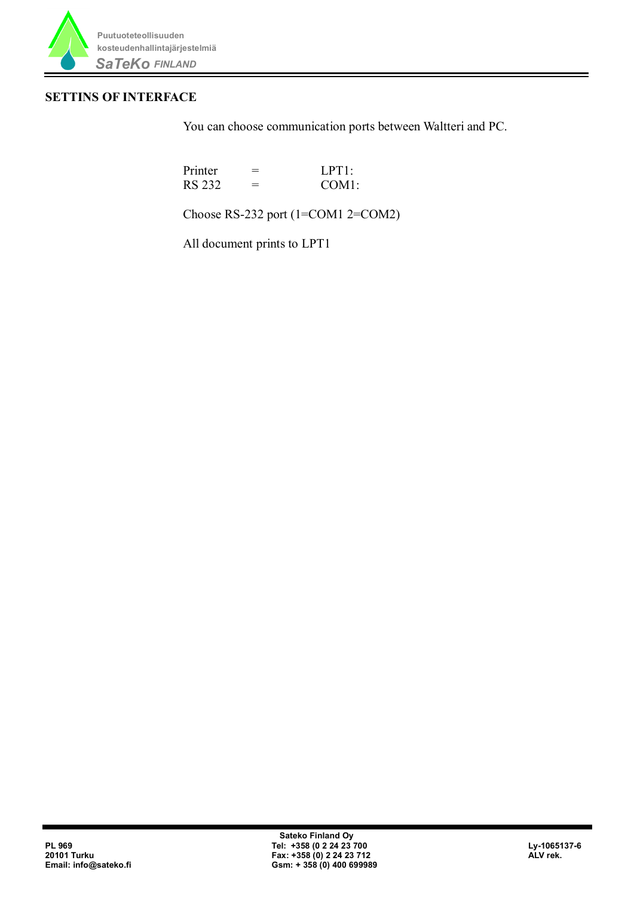## SETTINS OF INTERFACE

You can choose communication ports between Waltteri and PC.

| | | |
|---|---|---|
| Printer | = | LPT1: |
| RS 232 | = | COM1: |

Choose RS-232 port (1=COM1 2=COM2)

All document prints to LPT1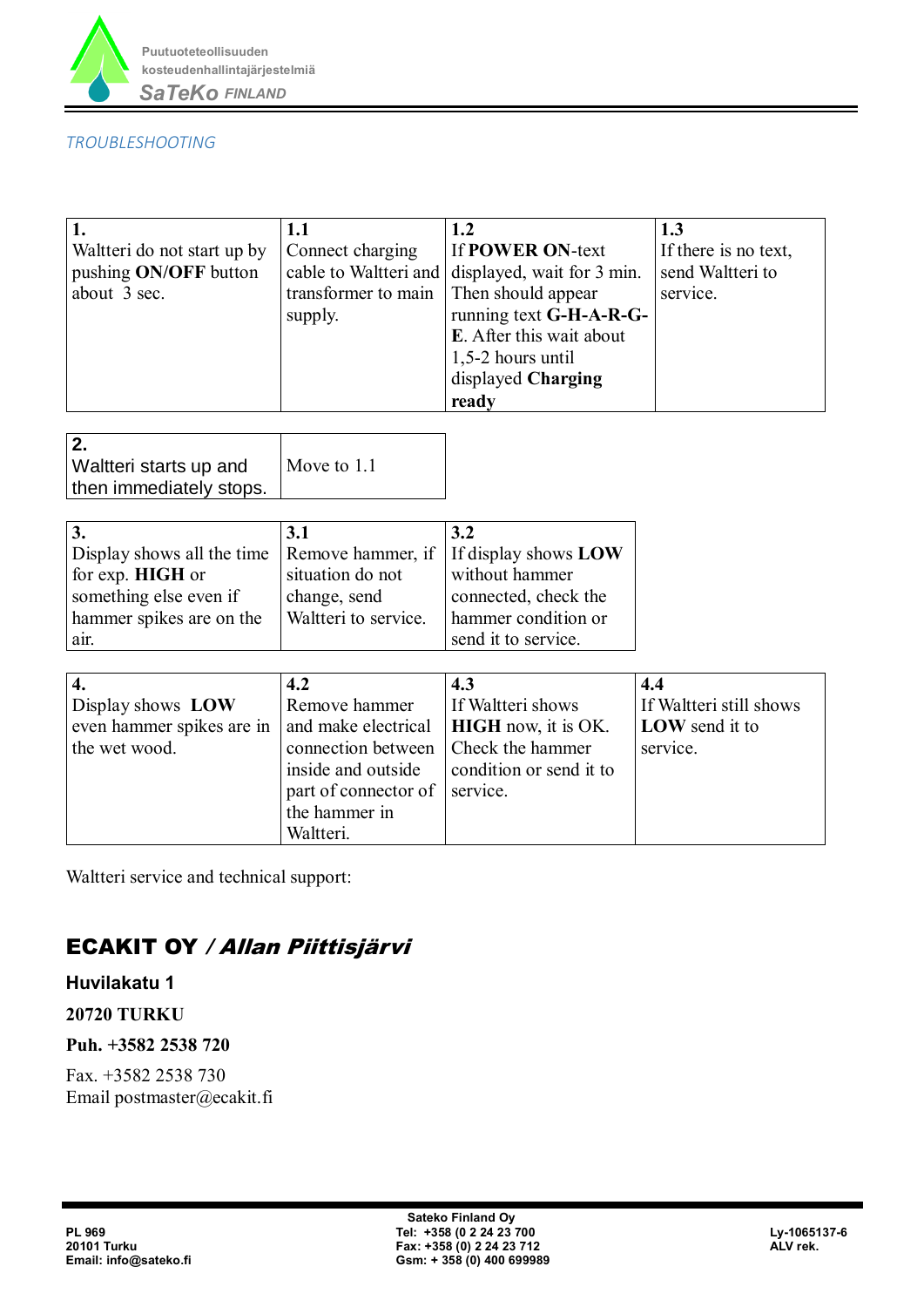TROUBLESHOOTING

| | | | |
|---|---|---|---|
| **1.** Waltteri do not start up by pushing **ON/OFF** button about 3 sec. | **1.1** Connect charging cable to Waltteri and transformer to main supply. | **1.2** If **POWER ON**-text displayed, wait for 3 min. Then should appear running text **G-H-A-R-G-E**. After this wait about 1,5-2 hours until displayed **Charging ready** | **1.3** If there is no text, send Waltteri to service. |

| | |
|---|---|
| **2.** Waltteri starts up and then immediately stops. | Move to 1.1 |

| | | |
|---|---|---|
| **3.** Display shows all the time for exp. **HIGH** or something else even if hammer spikes are on the air. | **3.1** Remove hammer, if situation do not change, send Waltteri to service. | **3.2** If display shows **LOW** without hammer connected, check the hammer condition or send it to service. |

| | | | |
|---|---|---|---|
| **4.** Display shows **LOW** even hammer spikes are in the wet wood. | **4.2** Remove hammer and make electrical connection between inside and outside part of connector of the hammer in Waltteri. | **4.3** If Waltteri shows **HIGH** now, it is OK. Check the hammer condition or send it to service. | **4.4** If Waltteri still shows **LOW** send it to service. |

Waltteri service and technical support:

## **ECAKIT OY** / ***Allan Piittisjärvi***

**Huvilakatu 1**

**20720 TURKU**

**Puh. +3582 2538 720**

Fax. +3582 2538 730
Email postmaster@ecakit.fi